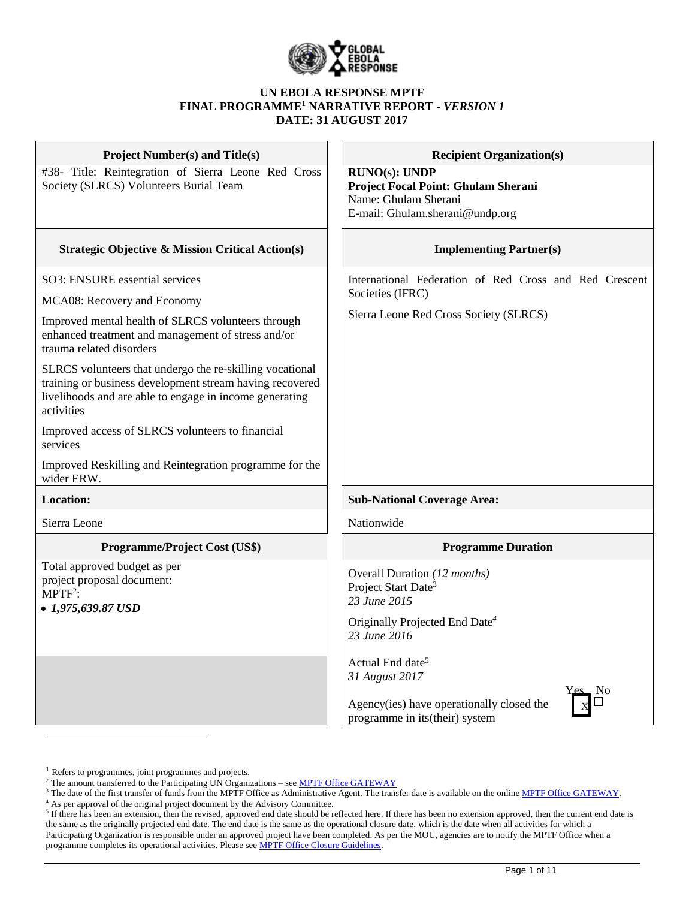**UN EBOLA RESPONSE MPTF**
**FINAL PROGRAMME[1] NARRATIVE REPORT - *VERSION 1***
**DATE: 31 AUGUST 2017**

| **Project Number(s) and Title(s)** | **Recipient Organization(s)** |
|---|---|
| #38- Title: Reintegration of Sierra Leone Red Cross Society (SLRCS) Volunteers Burial Team | **RUNO(s): UNDP**<br>**Project Focal Point: Ghulam Sherani**<br>Name: Ghulam Sherani<br>E-mail: Ghulam.sherani@undp.org |
| **Strategic Objective & Mission Critical Action(s)** | **Implementing Partner(s)** |
| SO3: ENSURE essential services<br>MCA08: Recovery and Economy<br>Improved mental health of SLRCS volunteers through enhanced treatment and management of stress and/or trauma related disorders<br>SLRCS volunteers that undergo the re-skilling vocational training or business development stream having recovered livelihoods and are able to engage in income generating activities<br>Improved access of SLRCS volunteers to financial services<br>Improved Reskilling and Reintegration programme for the wider ERW. | International Federation of Red Cross and Red Crescent Societies (IFRC)<br>Sierra Leone Red Cross Society (SLRCS) |
| **Location:** | **Sub-National Coverage Area:** |
| Sierra Leone | Nationwide |
| **Programme/Project Cost (US$)** | **Programme Duration** |
| Total approved budget as per project proposal document:<br>MPTF[2]:<br>• ***1,975,639.87 USD*** | Overall Duration *(12 months)*<br>Project Start Date[3]<br>*23 June 2015*<br>Originally Projected End Date[4]<br>*23 June 2016*<br>Actual End date[5]<br>*31 August 2017*<br>Agency(ies) have operationally closed the programme in its(their) system — Yes [X] No [ ] |

[1] Refers to programmes, joint programmes and projects.
[2] The amount transferred to the Participating UN Organizations – see MPTF Office GATEWAY
[3] The date of the first transfer of funds from the MPTF Office as Administrative Agent. The transfer date is available on the online MPTF Office GATEWAY.
[4] As per approval of the original project document by the Advisory Committee.
[5] If there has been an extension, then the revised, approved end date should be reflected here. If there has been no extension approved, then the current end date is the same as the originally projected end date. The end date is the same as the operational closure date, which is the date when all activities for which a Participating Organization is responsible under an approved project have been completed. As per the MOU, agencies are to notify the MPTF Office when a programme completes its operational activities. Please see MPTF Office Closure Guidelines.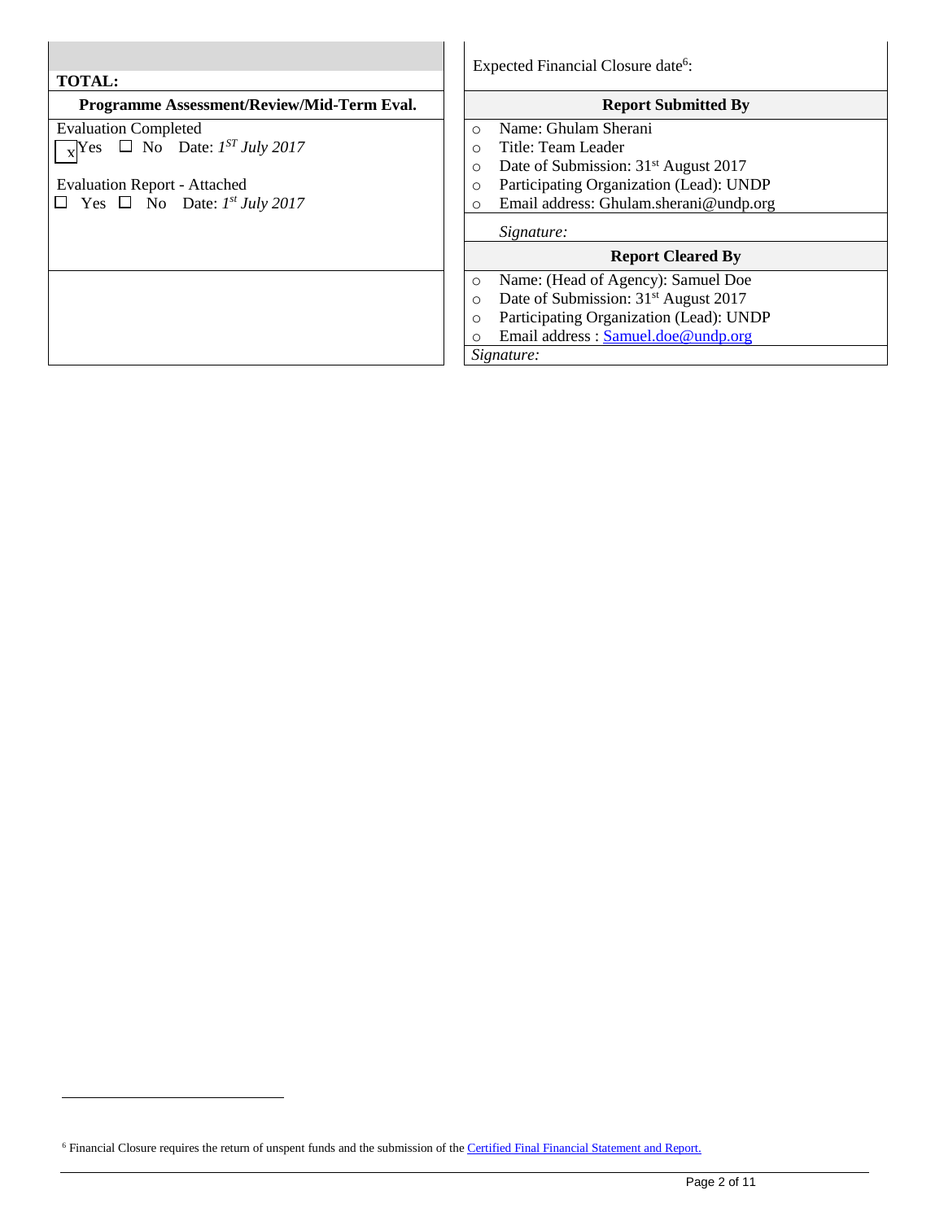| TOTAL: | Expected Financial Closure date[6]: |
|---|---|
| **Programme Assessment/Review/Mid-Term Eval.** | **Report Submitted By** |
| Evaluation Completed<br>☒ Yes ☐ No Date: *1ST July 2017*<br><br>Evaluation Report - Attached<br>☐ Yes ☐ No Date: *1st July 2017* | ○ Name: Ghulam Sherani<br>○ Title: Team Leader<br>○ Date of Submission: 31st August 2017<br>○ Participating Organization (Lead): UNDP<br>○ Email address: Ghulam.sherani@undp.org<br><br>*Signature:* |
| | **Report Cleared By** |
| | ○ Name: (Head of Agency): Samuel Doe<br>○ Date of Submission: 31st August 2017<br>○ Participating Organization (Lead): UNDP<br>○ Email address : Samuel.doe@undp.org<br><br>*Signature:* |

[6] Financial Closure requires the return of unspent funds and the submission of the Certified Final Financial Statement and Report.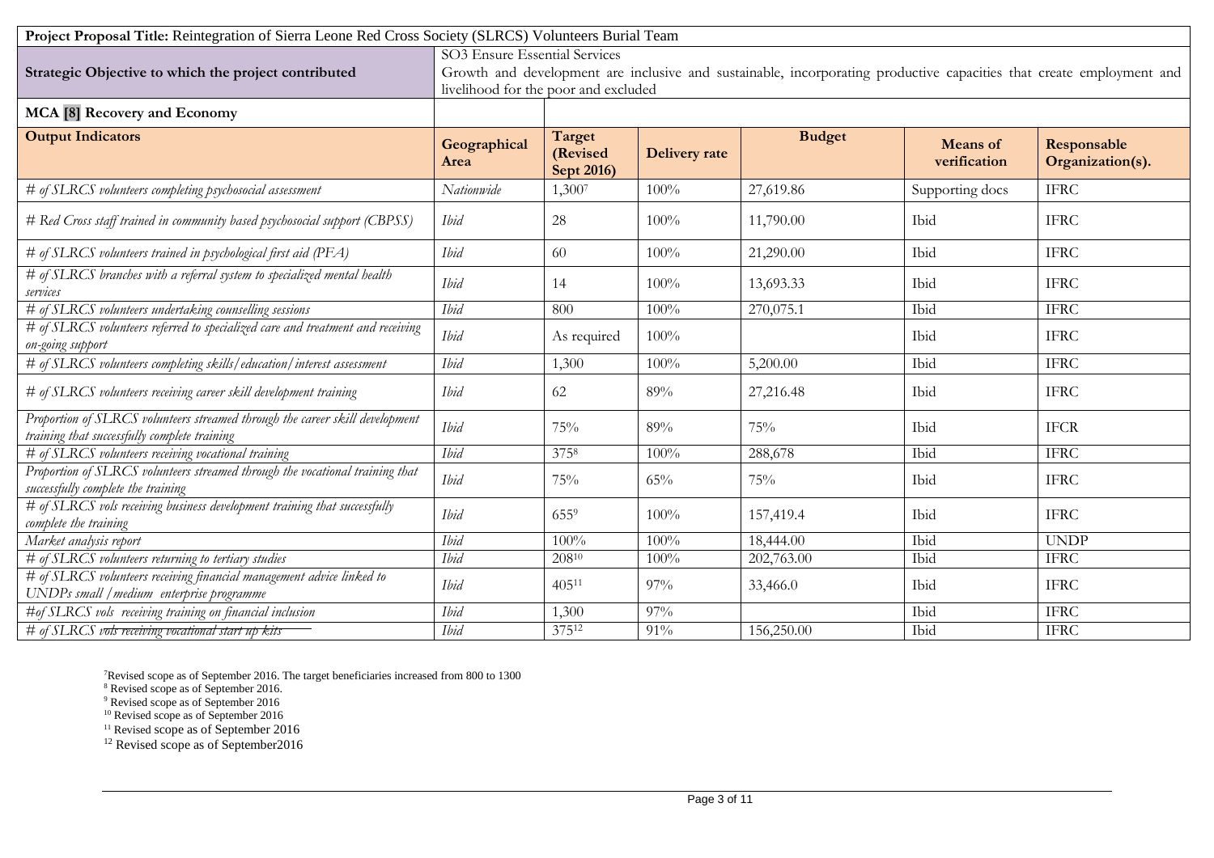| **Project Proposal Title:** Reintegration of Sierra Leone Red Cross Society (SLRCS) Volunteers Burial Team | | | | | | |
|---|---|---|---|---|---|---|
| **Strategic Objective to which the project contributed** | SO3 Ensure Essential Services<br>Growth and development are inclusive and sustainable, incorporating productive capacities that create employment and livelihood for the poor and excluded | | | | | |
| **MCA [8] Recovery and Economy** | | | | | | |
| **Output Indicators** | **Geographical Area** | **Target (Revised Sept 2016)** | **Delivery rate** | **Budget** | **Means of verification** | **Responsable Organization(s).** |
| *# of SLRCS volunteers completing psychosocial assessment* | *Nationwide* | 1,300[7] | 100% | 27,619.86 | Supporting docs | IFRC |
| *# Red Cross staff trained in community based psychosocial support (CBPSS)* | *Ibid* | 28 | 100% | 11,790.00 | Ibid | IFRC |
| *# of SLRCS volunteers trained in psychological first aid (PFA)* | *Ibid* | 60 | 100% | 21,290.00 | Ibid | IFRC |
| *# of SLRCS branches with a referral system to specialized mental health services* | *Ibid* | 14 | 100% | 13,693.33 | Ibid | IFRC |
| *# of SLRCS volunteers undertaking counselling sessions* | *Ibid* | 800 | 100% | 270,075.1 | Ibid | IFRC |
| *# of SLRCS volunteers referred to specialized care and treatment and receiving on-going support* | *Ibid* | As required | 100% | | Ibid | IFRC |
| *# of SLRCS volunteers completing skills/education/interest assessment* | *Ibid* | 1,300 | 100% | 5,200.00 | Ibid | IFRC |
| *# of SLRCS volunteers receiving career skill development training* | *Ibid* | 62 | 89% | 27,216.48 | Ibid | IFRC |
| *Proportion of SLRCS volunteers streamed through the career skill development training that successfully complete training* | *Ibid* | 75% | 89% | 75% | Ibid | IFCR |
| *# of SLRCS volunteers receiving vocational training* | *Ibid* | 375[8] | 100% | 288,678 | Ibid | IFRC |
| *Proportion of SLRCS volunteers streamed through the vocational training that successfully complete the training* | *Ibid* | 75% | 65% | 75% | Ibid | IFRC |
| *# of SLRCS vols receiving business development training that successfully complete the training* | *Ibid* | 655[9] | 100% | 157,419.4 | Ibid | IFRC |
| *Market analysis report* | *Ibid* | 100% | 100% | 18,444.00 | Ibid | UNDP |
| *# of SLRCS volunteers returning to tertiary studies* | *Ibid* | 208[10] | 100% | 202,763.00 | Ibid | IFRC |
| *# of SLRCS volunteers receiving financial management advice linked to UNDPs small /medium enterprise programme* | *Ibid* | 405[11] | 97% | 33,466.0 | Ibid | IFRC |
| *#of SLRCS vols receiving training on financial inclusion* | *Ibid* | 1,300 | 97% | | Ibid | IFRC |
| *# of SLRCS vols receiving vocational start up kits* | *Ibid* | 375[12] | 91% | 156,250.00 | Ibid | IFRC |

[7]Revised scope as of September 2016. The target beneficiaries increased from 800 to 1300

[8] Revised scope as of September 2016.

[9] Revised scope as of September 2016

[10] Revised scope as of September 2016

[11] Revised scope as of September 2016

[12] Revised scope as of September2016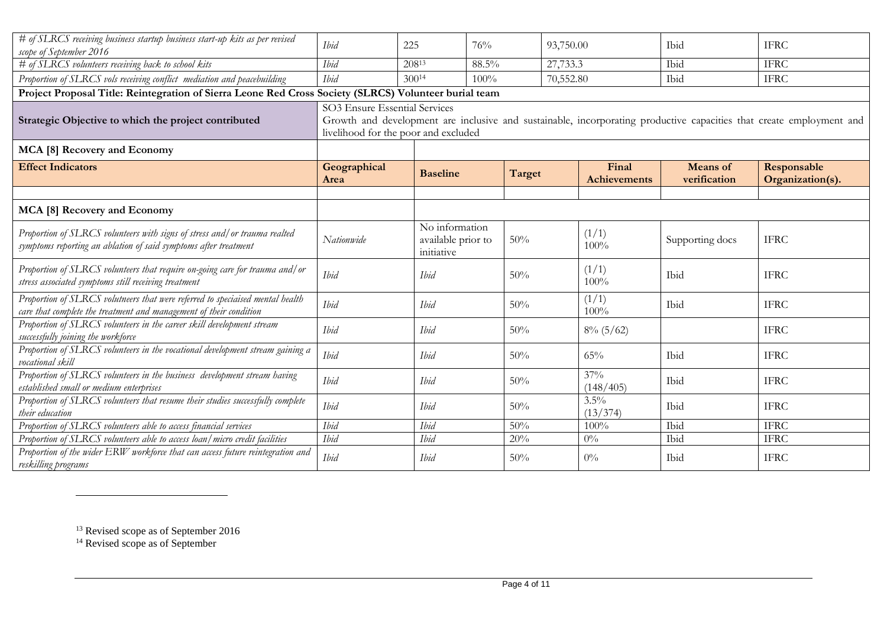| | | | | | | | |
|---|---|---|---|---|---|---|---|
| *# of SLRCS receiving business startup business start-up kits as per revised scope of September 2016* | *Ibid* | 225 | 76% | 93,750.00 | | Ibid | IFRC |
| *# of SLRCS volunteers receiving back to school kits* | *Ibid* | 208[13] | 88.5% | 27,733.3 | | Ibid | IFRC |
| *Proportion of SLRCS vols receiving conflict mediation and peacebuilding* | *Ibid* | 300[14] | 100% | 70,552.80 | | Ibid | IFRC |

**Project Proposal Title: Reintegration of Sierra Leone Red Cross Society (SLRCS) Volunteer burial team**

| | |
|---|---|
| **Strategic Objective to which the project contributed** | SO3 Ensure Essential Services<br>Growth and development are inclusive and sustainable, incorporating productive capacities that create employment and livelihood for the poor and excluded |

**MCA [8] Recovery and Economy**

| **Effect Indicators** | **Geographical Area** | **Baseline** | **Target** | **Final Achievements** | **Means of verification** | **Responsable Organization(s).** |
|---|---|---|---|---|---|---|
| | | | | | | |
| **MCA [8] Recovery and Economy** | | | | | | |
| *Proportion of SLRCS volunteers with signs of stress and/or trauma realted symptoms reporting an ablation of said symptoms after treatment* | *Nationwide* | No information available prior to initiative | 50% | (1/1) 100% | Supporting docs | IFRC |
| *Proportion of SLRCS volunteers that require on-going care for trauma and/or stress associated symptoms still receiving treatment* | *Ibid* | *Ibid* | 50% | (1/1) 100% | Ibid | IFRC |
| *Proportion of SLRCS volutneers that were referred to speciaised mental health care that complete the treatment and management of their condition* | *Ibid* | *Ibid* | 50% | (1/1) 100% | Ibid | IFRC |
| *Proportion of SLRCS volunteers in the career skill development stream successfully joining the workforce* | *Ibid* | *Ibid* | 50% | 8% (5/62) | | IFRC |
| *Proportion of SLRCS volunteers in the vocational development stream gaining a vocational skill* | *Ibid* | *Ibid* | 50% | 65% | Ibid | IFRC |
| *Proportion of SLRCS volunteers in the business development stream having established small or medium enterprises* | *Ibid* | *Ibid* | 50% | 37% (148/405) | Ibid | IFRC |
| *Proportion of SLRCS volunteers that resume their studies successfully complete their education* | *Ibid* | *Ibid* | 50% | 3.5% (13/374) | Ibid | IFRC |
| *Proportion of SLRCS volunteers able to access financial services* | *Ibid* | *Ibid* | 50% | 100% | Ibid | IFRC |
| *Proportion of SLRCS volunteers able to access loan/micro credit facilities* | *Ibid* | *Ibid* | 20% | 0% | Ibid | IFRC |
| *Proportion of the wider ERW workforce that can access future reintegration and reskilling programs* | *Ibid* | *Ibid* | 50% | 0% | Ibid | IFRC |

[13] Revised scope as of September 2016

[14] Revised scope as of September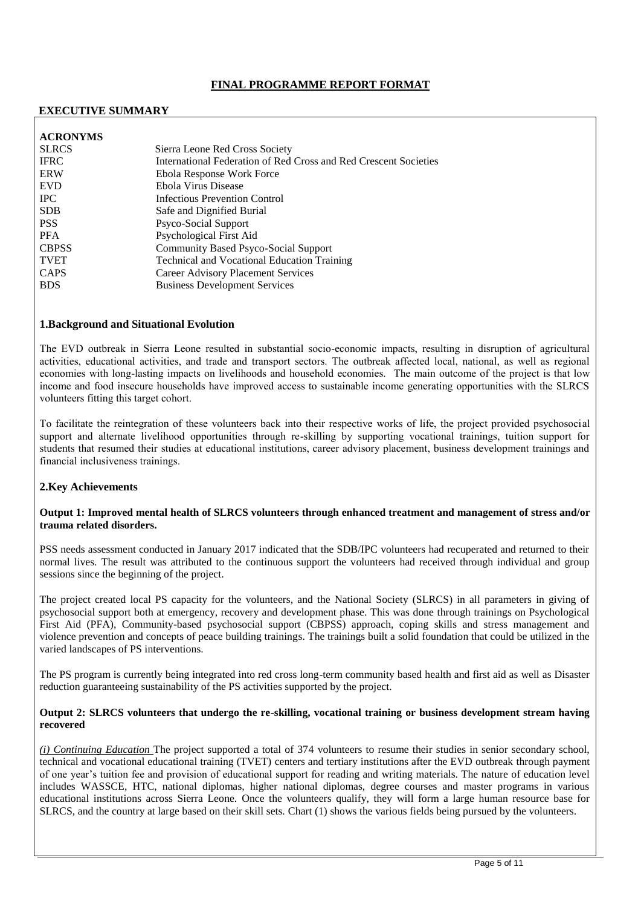# FINAL PROGRAMME REPORT FORMAT

## EXECUTIVE SUMMARY

**ACRONYMS**

| | |
|---|---|
| SLRCS | Sierra Leone Red Cross Society |
| IFRC | International Federation of Red Cross and Red Crescent Societies |
| ERW | Ebola Response Work Force |
| EVD | Ebola Virus Disease |
| IPC | Infectious Prevention Control |
| SDB | Safe and Dignified Burial |
| PSS | Psyco-Social Support |
| PFA | Psychological First Aid |
| CBPSS | Community Based Psyco-Social Support |
| TVET | Technical and Vocational Education Training |
| CAPS | Career Advisory Placement Services |
| BDS | Business Development Services |

### 1.Background and Situational Evolution

The EVD outbreak in Sierra Leone resulted in substantial socio-economic impacts, resulting in disruption of agricultural activities, educational activities, and trade and transport sectors. The outbreak affected local, national, as well as regional economies with long-lasting impacts on livelihoods and household economies. The main outcome of the project is that low income and food insecure households have improved access to sustainable income generating opportunities with the SLRCS volunteers fitting this target cohort.

To facilitate the reintegration of these volunteers back into their respective works of life, the project provided psychosocial support and alternate livelihood opportunities through re-skilling by supporting vocational trainings, tuition support for students that resumed their studies at educational institutions, career advisory placement, business development trainings and financial inclusiveness trainings.

### 2.Key Achievements

**Output 1: Improved mental health of SLRCS volunteers through enhanced treatment and management of stress and/or trauma related disorders.**

PSS needs assessment conducted in January 2017 indicated that the SDB/IPC volunteers had recuperated and returned to their normal lives. The result was attributed to the continuous support the volunteers had received through individual and group sessions since the beginning of the project.

The project created local PS capacity for the volunteers, and the National Society (SLRCS) in all parameters in giving of psychosocial support both at emergency, recovery and development phase. This was done through trainings on Psychological First Aid (PFA), Community-based psychosocial support (CBPSS) approach, coping skills and stress management and violence prevention and concepts of peace building trainings. The trainings built a solid foundation that could be utilized in the varied landscapes of PS interventions.

The PS program is currently being integrated into red cross long-term community based health and first aid as well as Disaster reduction guaranteeing sustainability of the PS activities supported by the project.

**Output 2: SLRCS volunteers that undergo the re-skilling, vocational training or business development stream having recovered**

*(i) Continuing Education* The project supported a total of 374 volunteers to resume their studies in senior secondary school, technical and vocational educational training (TVET) centers and tertiary institutions after the EVD outbreak through payment of one year's tuition fee and provision of educational support for reading and writing materials. The nature of education level includes WASSCE, HTC, national diplomas, higher national diplomas, degree courses and master programs in various educational institutions across Sierra Leone. Once the volunteers qualify, they will form a large human resource base for SLRCS, and the country at large based on their skill sets. Chart (1) shows the various fields being pursued by the volunteers.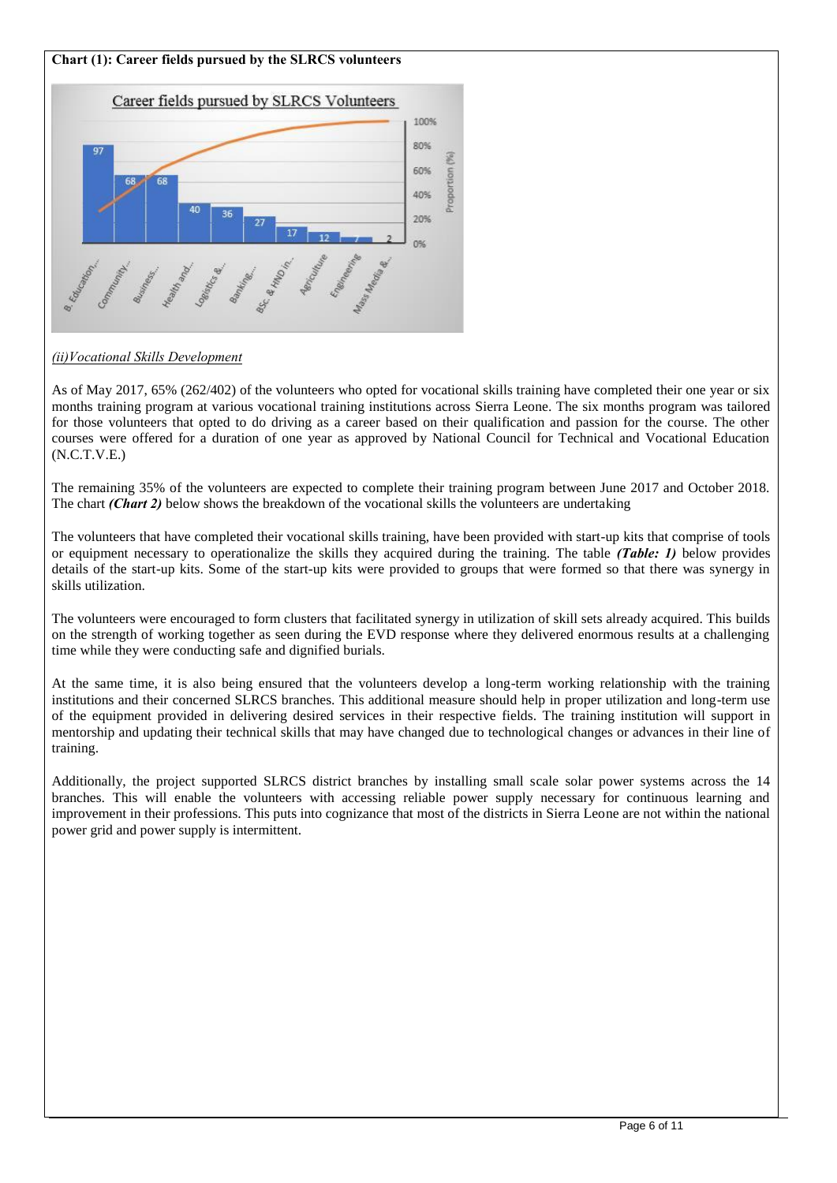**Chart (1): Career fields pursued by the SLRCS volunteers**

*(ii)Vocational Skills Development*

As of May 2017, 65% (262/402) of the volunteers who opted for vocational skills training have completed their one year or six months training program at various vocational training institutions across Sierra Leone. The six months program was tailored for those volunteers that opted to do driving as a career based on their qualification and passion for the course. The other courses were offered for a duration of one year as approved by National Council for Technical and Vocational Education (N.C.T.V.E.)

The remaining 35% of the volunteers are expected to complete their training program between June 2017 and October 2018. The chart ***(Chart 2)*** below shows the breakdown of the vocational skills the volunteers are undertaking

The volunteers that have completed their vocational skills training, have been provided with start-up kits that comprise of tools or equipment necessary to operationalize the skills they acquired during the training. The table ***(Table: 1)*** below provides details of the start-up kits. Some of the start-up kits were provided to groups that were formed so that there was synergy in skills utilization.

The volunteers were encouraged to form clusters that facilitated synergy in utilization of skill sets already acquired. This builds on the strength of working together as seen during the EVD response where they delivered enormous results at a challenging time while they were conducting safe and dignified burials.

At the same time, it is also being ensured that the volunteers develop a long-term working relationship with the training institutions and their concerned SLRCS branches. This additional measure should help in proper utilization and long-term use of the equipment provided in delivering desired services in their respective fields. The training institution will support in mentorship and updating their technical skills that may have changed due to technological changes or advances in their line of training.

Additionally, the project supported SLRCS district branches by installing small scale solar power systems across the 14 branches. This will enable the volunteers with accessing reliable power supply necessary for continuous learning and improvement in their professions. This puts into cognizance that most of the districts in Sierra Leone are not within the national power grid and power supply is intermittent.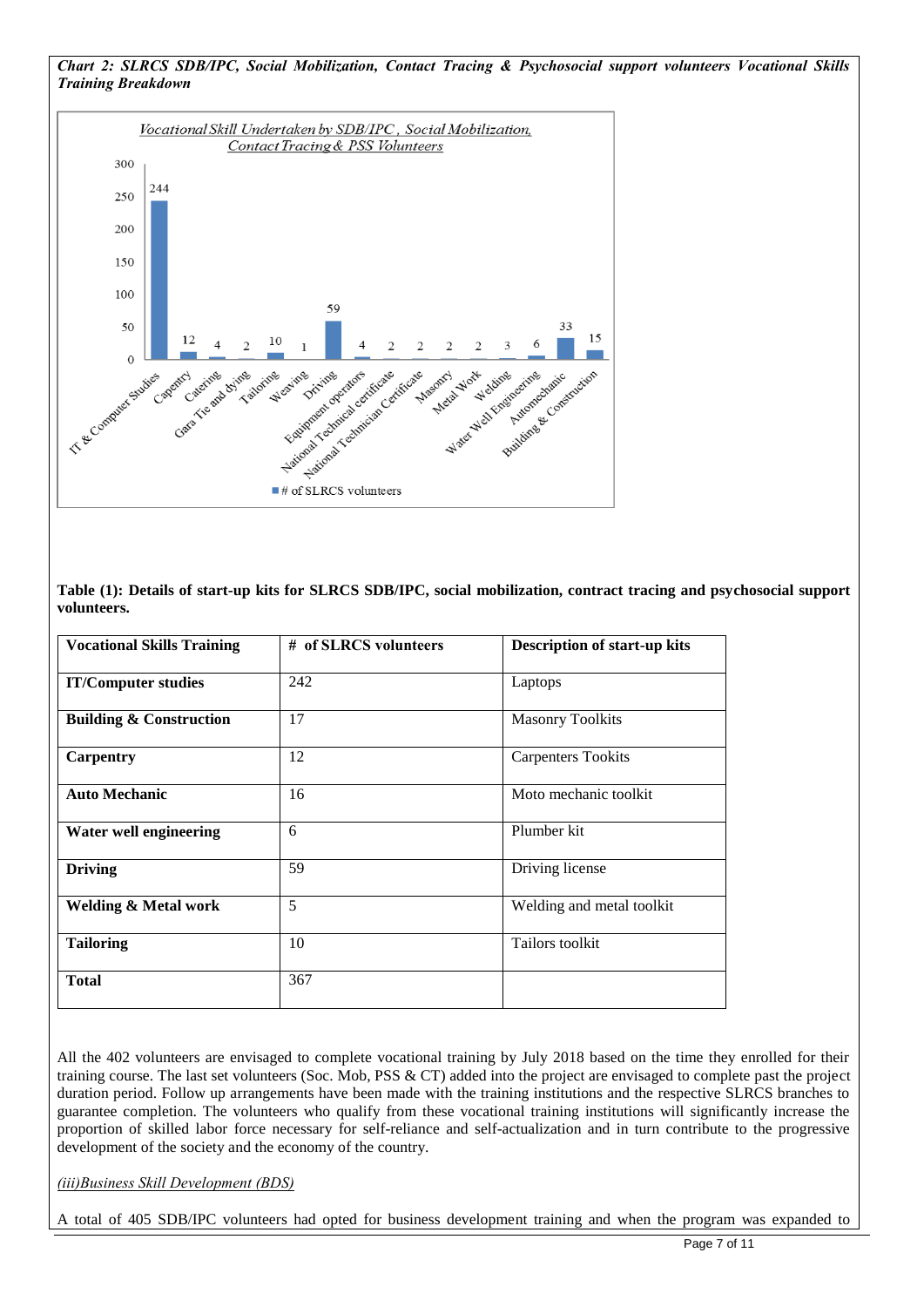*Chart 2: SLRCS SDB/IPC, Social Mobilization, Contact Tracing & Psychosocial support volunteers Vocational Skills Training Breakdown*

**Table (1): Details of start-up kits for SLRCS SDB/IPC, social mobilization, contract tracing and psychosocial support volunteers.**

| Vocational Skills Training | # of SLRCS volunteers | Description of start-up kits |
|---|---|---|
| **IT/Computer studies** | 242 | Laptops |
| **Building & Construction** | 17 | Masonry Toolkits |
| **Carpentry** | 12 | Carpenters Tookits |
| **Auto Mechanic** | 16 | Moto mechanic toolkit |
| **Water well engineering** | 6 | Plumber kit |
| **Driving** | 59 | Driving license |
| **Welding & Metal work** | 5 | Welding and metal toolkit |
| **Tailoring** | 10 | Tailors toolkit |
| **Total** | 367 | |

All the 402 volunteers are envisaged to complete vocational training by July 2018 based on the time they enrolled for their training course. The last set volunteers (Soc. Mob, PSS & CT) added into the project are envisaged to complete past the project duration period. Follow up arrangements have been made with the training institutions and the respective SLRCS branches to guarantee completion. The volunteers who qualify from these vocational training institutions will significantly increase the proportion of skilled labor force necessary for self-reliance and self-actualization and in turn contribute to the progressive development of the society and the economy of the country.

*(iii)Business Skill Development (BDS)*

A total of 405 SDB/IPC volunteers had opted for business development training and when the program was expanded to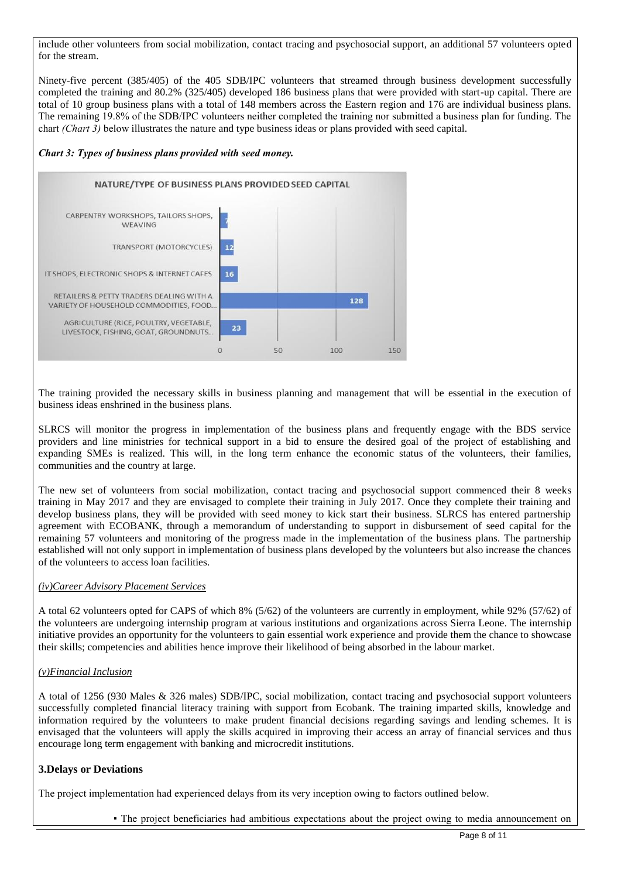include other volunteers from social mobilization, contact tracing and psychosocial support, an additional 57 volunteers opted for the stream.

Ninety-five percent (385/405) of the 405 SDB/IPC volunteers that streamed through business development successfully completed the training and 80.2% (325/405) developed 186 business plans that were provided with start-up capital. There are total of 10 group business plans with a total of 148 members across the Eastern region and 176 are individual business plans. The remaining 19.8% of the SDB/IPC volunteers neither completed the training nor submitted a business plan for funding. The chart *(Chart 3)* below illustrates the nature and type business ideas or plans provided with seed capital.

***Chart 3: Types of business plans provided with seed money.***

NATURE/TYPE OF BUSINESS PLANS PROVIDED SEED CAPITAL

| Type | Number |
| --- | --- |
| CARPENTRY WORKSHOPS, TAILORS SHOPS, WEAVING | 7 |
| TRANSPORT (MOTORCYCLES) | 12 |
| IT SHOPS, ELECTRONIC SHOPS & INTERNET CAFES | 16 |
| RETAILERS & PETTY TRADERS DEALING WITH A VARIETY OF HOUSEHOLD COMMODITIES, FOOD... | 128 |
| AGRICULTURE (RICE, POULTRY, VEGETABLE, LIVESTOCK, FISHING, GOAT, GROUNDNUTS... | 23 |

The training provided the necessary skills in business planning and management that will be essential in the execution of business ideas enshrined in the business plans.

SLRCS will monitor the progress in implementation of the business plans and frequently engage with the BDS service providers and line ministries for technical support in a bid to ensure the desired goal of the project of establishing and expanding SMEs is realized. This will, in the long term enhance the economic status of the volunteers, their families, communities and the country at large.

The new set of volunteers from social mobilization, contact tracing and psychosocial support commenced their 8 weeks training in May 2017 and they are envisaged to complete their training in July 2017. Once they complete their training and develop business plans, they will be provided with seed money to kick start their business. SLRCS has entered partnership agreement with ECOBANK, through a memorandum of understanding to support in disbursement of seed capital for the remaining 57 volunteers and monitoring of the progress made in the implementation of the business plans. The partnership established will not only support in implementation of business plans developed by the volunteers but also increase the chances of the volunteers to access loan facilities.

*(iv)Career Advisory Placement Services*

A total 62 volunteers opted for CAPS of which 8% (5/62) of the volunteers are currently in employment, while 92% (57/62) of the volunteers are undergoing internship program at various institutions and organizations across Sierra Leone. The internship initiative provides an opportunity for the volunteers to gain essential work experience and provide them the chance to showcase their skills; competencies and abilities hence improve their likelihood of being absorbed in the labour market.

*(v)Financial Inclusion*

A total of 1256 (930 Males & 326 males) SDB/IPC, social mobilization, contact tracing and psychosocial support volunteers successfully completed financial literacy training with support from Ecobank. The training imparted skills, knowledge and information required by the volunteers to make prudent financial decisions regarding savings and lending schemes. It is envisaged that the volunteers will apply the skills acquired in improving their access an array of financial services and thus encourage long term engagement with banking and microcredit institutions.

## 3.Delays or Deviations

The project implementation had experienced delays from its very inception owing to factors outlined below.

- The project beneficiaries had ambitious expectations about the project owing to media announcement on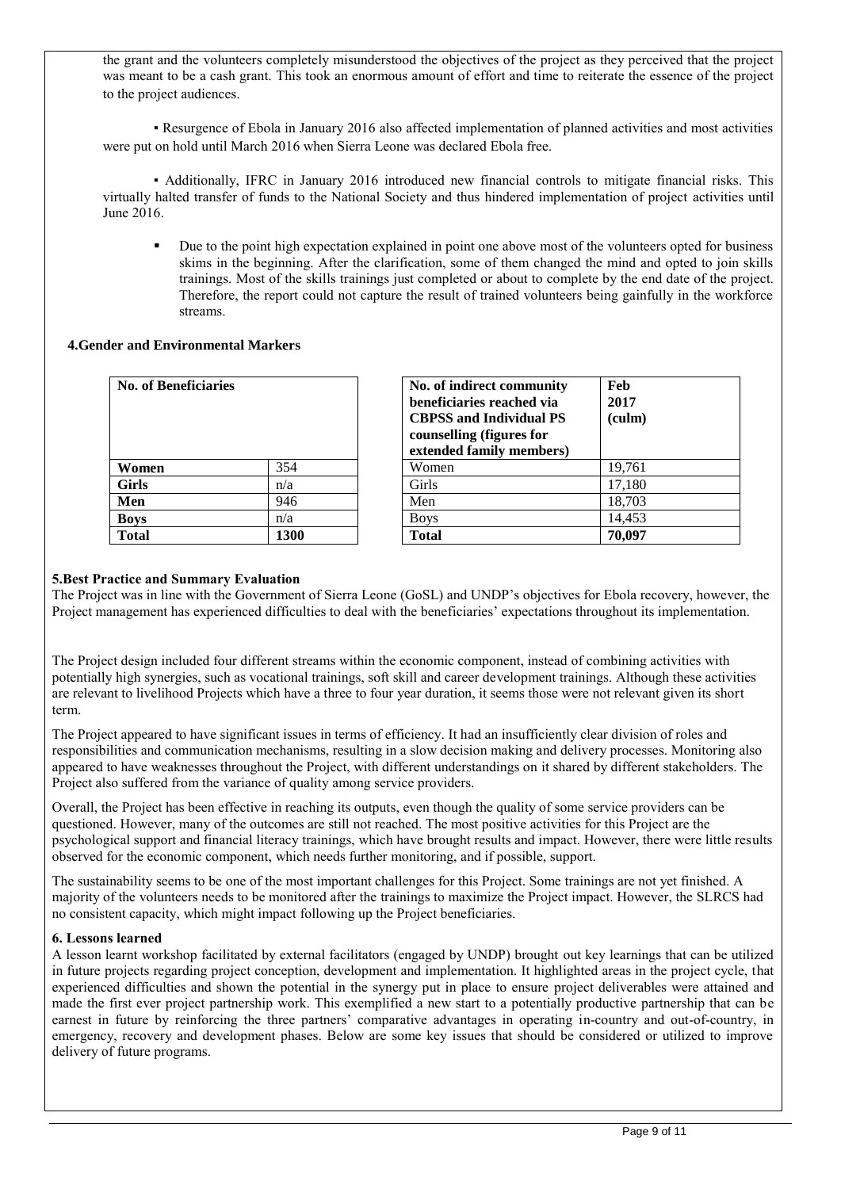the grant and the volunteers completely misunderstood the objectives of the project as they perceived that the project was meant to be a cash grant. This took an enormous amount of effort and time to reiterate the essence of the project to the project audiences.

▪ Resurgence of Ebola in January 2016 also affected implementation of planned activities and most activities were put on hold until March 2016 when Sierra Leone was declared Ebola free.

▪ Additionally, IFRC in January 2016 introduced new financial controls to mitigate financial risks. This virtually halted transfer of funds to the National Society and thus hindered implementation of project activities until June 2016.

- Due to the point high expectation explained in point one above most of the volunteers opted for business skims in the beginning. After the clarification, some of them changed the mind and opted to join skills trainings. Most of the skills trainings just completed or about to complete by the end date of the project. Therefore, the report could not capture the result of trained volunteers being gainfully in the workforce streams.

## 4.Gender and Environmental Markers

| No. of Beneficiaries | |
|---|---|
| **Women** | 354 |
| **Girls** | n/a |
| **Men** | 946 |
| **Boys** | n/a |
| **Total** | **1300** |

| No. of indirect community beneficiaries reached via CBPSS and Individual PS counselling (figures for extended family members) | Feb 2017 (culm) |
|---|---|
| Women | 19,761 |
| Girls | 17,180 |
| Men | 18,703 |
| Boys | 14,453 |
| **Total** | **70,097** |

## 5.Best Practice and Summary Evaluation

The Project was in line with the Government of Sierra Leone (GoSL) and UNDP's objectives for Ebola recovery, however, the Project management has experienced difficulties to deal with the beneficiaries' expectations throughout its implementation.

The Project design included four different streams within the economic component, instead of combining activities with potentially high synergies, such as vocational trainings, soft skill and career development trainings. Although these activities are relevant to livelihood Projects which have a three to four year duration, it seems those were not relevant given its short term.

The Project appeared to have significant issues in terms of efficiency. It had an insufficiently clear division of roles and responsibilities and communication mechanisms, resulting in a slow decision making and delivery processes. Monitoring also appeared to have weaknesses throughout the Project, with different understandings on it shared by different stakeholders. The Project also suffered from the variance of quality among service providers.

Overall, the Project has been effective in reaching its outputs, even though the quality of some service providers can be questioned. However, many of the outcomes are still not reached. The most positive activities for this Project are the psychological support and financial literacy trainings, which have brought results and impact. However, there were little results observed for the economic component, which needs further monitoring, and if possible, support.

The sustainability seems to be one of the most important challenges for this Project. Some trainings are not yet finished. A majority of the volunteers needs to be monitored after the trainings to maximize the Project impact. However, the SLRCS had no consistent capacity, which might impact following up the Project beneficiaries.

## 6. Lessons learned

A lesson learnt workshop facilitated by external facilitators (engaged by UNDP) brought out key learnings that can be utilized in future projects regarding project conception, development and implementation. It highlighted areas in the project cycle, that experienced difficulties and shown the potential in the synergy put in place to ensure project deliverables were attained and made the first ever project partnership work. This exemplified a new start to a potentially productive partnership that can be earnest in future by reinforcing the three partners' comparative advantages in operating in-country and out-of-country, in emergency, recovery and development phases. Below are some key issues that should be considered or utilized to improve delivery of future programs.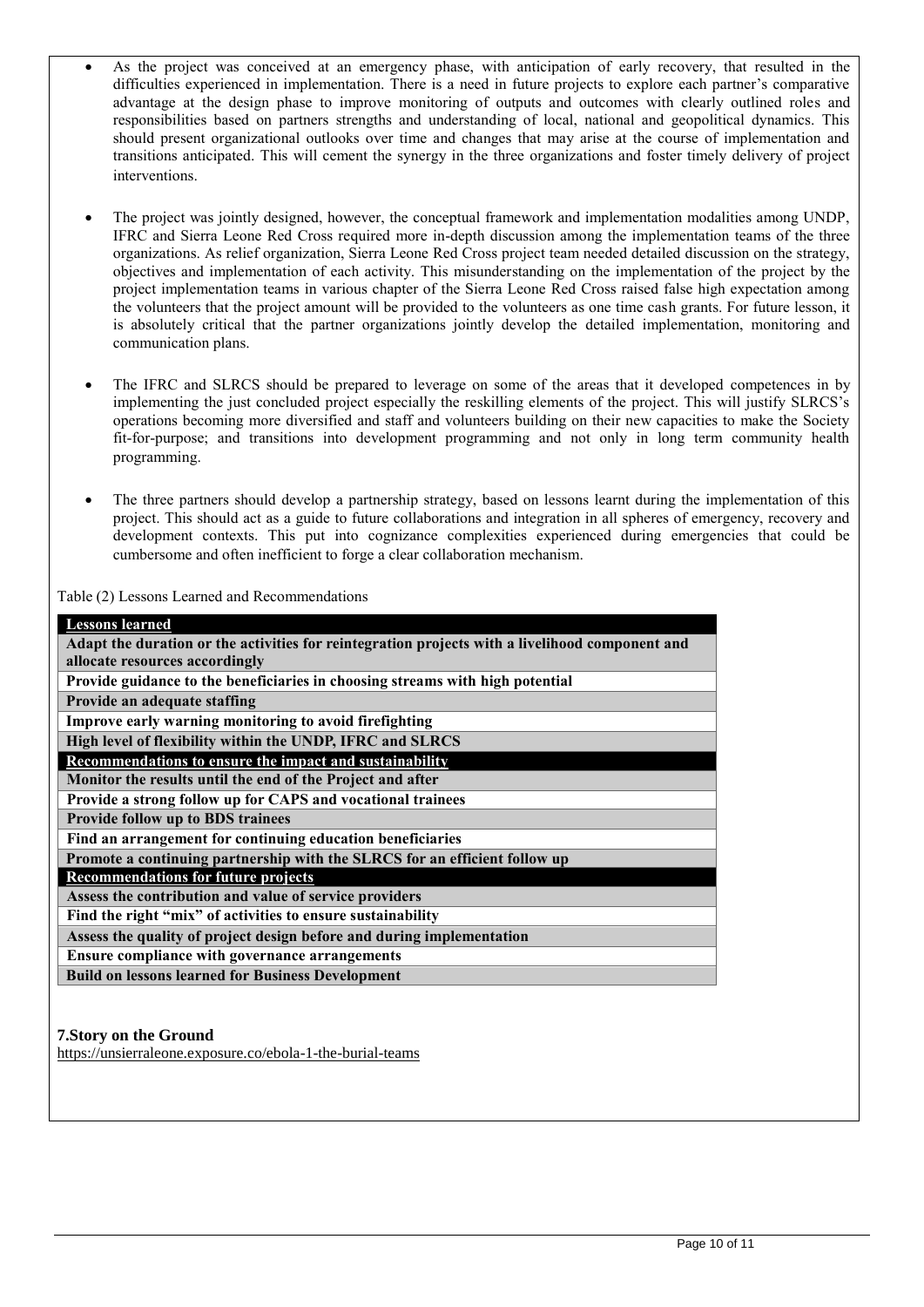- As the project was conceived at an emergency phase, with anticipation of early recovery, that resulted in the difficulties experienced in implementation. There is a need in future projects to explore each partner's comparative advantage at the design phase to improve monitoring of outputs and outcomes with clearly outlined roles and responsibilities based on partners strengths and understanding of local, national and geopolitical dynamics. This should present organizational outlooks over time and changes that may arise at the course of implementation and transitions anticipated. This will cement the synergy in the three organizations and foster timely delivery of project interventions.

- The project was jointly designed, however, the conceptual framework and implementation modalities among UNDP, IFRC and Sierra Leone Red Cross required more in-depth discussion among the implementation teams of the three organizations. As relief organization, Sierra Leone Red Cross project team needed detailed discussion on the strategy, objectives and implementation of each activity. This misunderstanding on the implementation of the project by the project implementation teams in various chapter of the Sierra Leone Red Cross raised false high expectation among the volunteers that the project amount will be provided to the volunteers as one time cash grants. For future lesson, it is absolutely critical that the partner organizations jointly develop the detailed implementation, monitoring and communication plans.

- The IFRC and SLRCS should be prepared to leverage on some of the areas that it developed competences in by implementing the just concluded project especially the reskilling elements of the project. This will justify SLRCS's operations becoming more diversified and staff and volunteers building on their new capacities to make the Society fit-for-purpose; and transitions into development programming and not only in long term community health programming.

- The three partners should develop a partnership strategy, based on lessons learnt during the implementation of this project. This should act as a guide to future collaborations and integration in all spheres of emergency, recovery and development contexts. This put into cognizance complexities experienced during emergencies that could be cumbersome and often inefficient to forge a clear collaboration mechanism.

Table (2) Lessons Learned and Recommendations

| **Lessons learned** |
|---|
| **Adapt the duration or the activities for reintegration projects with a livelihood component and allocate resources accordingly** |
| **Provide guidance to the beneficiaries in choosing streams with high potential** |
| **Provide an adequate staffing** |
| **Improve early warning monitoring to avoid firefighting** |
| **High level of flexibility within the UNDP, IFRC and SLRCS** |
| **Recommendations to ensure the impact and sustainability** |
| **Monitor the results until the end of the Project and after** |
| **Provide a strong follow up for CAPS and vocational trainees** |
| **Provide follow up to BDS trainees** |
| **Find an arrangement for continuing education beneficiaries** |
| **Promote a continuing partnership with the SLRCS for an efficient follow up** |
| **Recommendations for future projects** |
| **Assess the contribution and value of service providers** |
| **Find the right "mix" of activities to ensure sustainability** |
| **Assess the quality of project design before and during implementation** |
| **Ensure compliance with governance arrangements** |
| **Build on lessons learned for Business Development** |

## 7.Story on the Ground

https://unsierraleone.exposure.co/ebola-1-the-burial-teams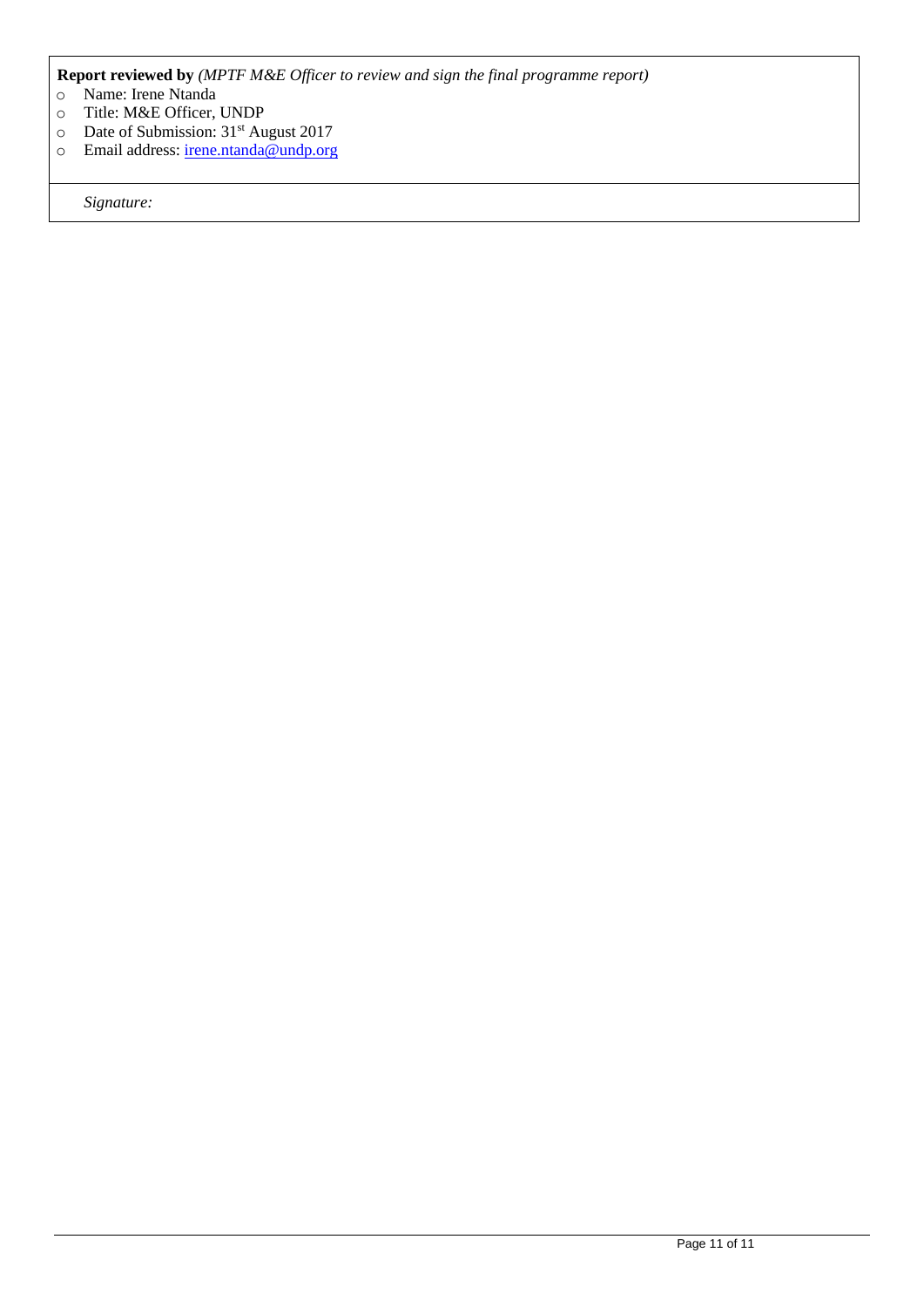**Report reviewed by** *(MPTF M&E Officer to review and sign the final programme report)*

- Name: Irene Ntanda
- Title: M&E Officer, UNDP
- Date of Submission: 31st August 2017
- Email address: irene.ntanda@undp.org

*Signature:*